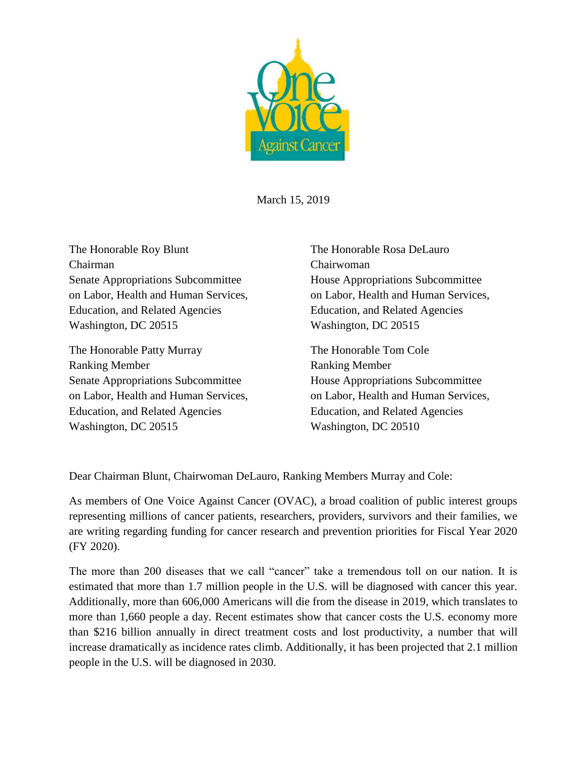March 15, 2019

The Honorable Roy Blunt
Chairman
Senate Appropriations Subcommittee
on Labor, Health and Human Services,
Education, and Related Agencies
Washington, DC 20515

The Honorable Patty Murray
Ranking Member
Senate Appropriations Subcommittee
on Labor, Health and Human Services,
Education, and Related Agencies
Washington, DC 20515

The Honorable Rosa DeLauro
Chairwoman
House Appropriations Subcommittee
on Labor, Health and Human Services,
Education, and Related Agencies
Washington, DC 20515

The Honorable Tom Cole
Ranking Member
House Appropriations Subcommittee
on Labor, Health and Human Services,
Education, and Related Agencies
Washington, DC 20510

Dear Chairman Blunt, Chairwoman DeLauro, Ranking Members Murray and Cole:

As members of One Voice Against Cancer (OVAC), a broad coalition of public interest groups representing millions of cancer patients, researchers, providers, survivors and their families, we are writing regarding funding for cancer research and prevention priorities for Fiscal Year 2020 (FY 2020).

The more than 200 diseases that we call "cancer" take a tremendous toll on our nation. It is estimated that more than 1.7 million people in the U.S. will be diagnosed with cancer this year. Additionally, more than 606,000 Americans will die from the disease in 2019, which translates to more than 1,660 people a day. Recent estimates show that cancer costs the U.S. economy more than $216 billion annually in direct treatment costs and lost productivity, a number that will increase dramatically as incidence rates climb. Additionally, it has been projected that 2.1 million people in the U.S. will be diagnosed in 2030.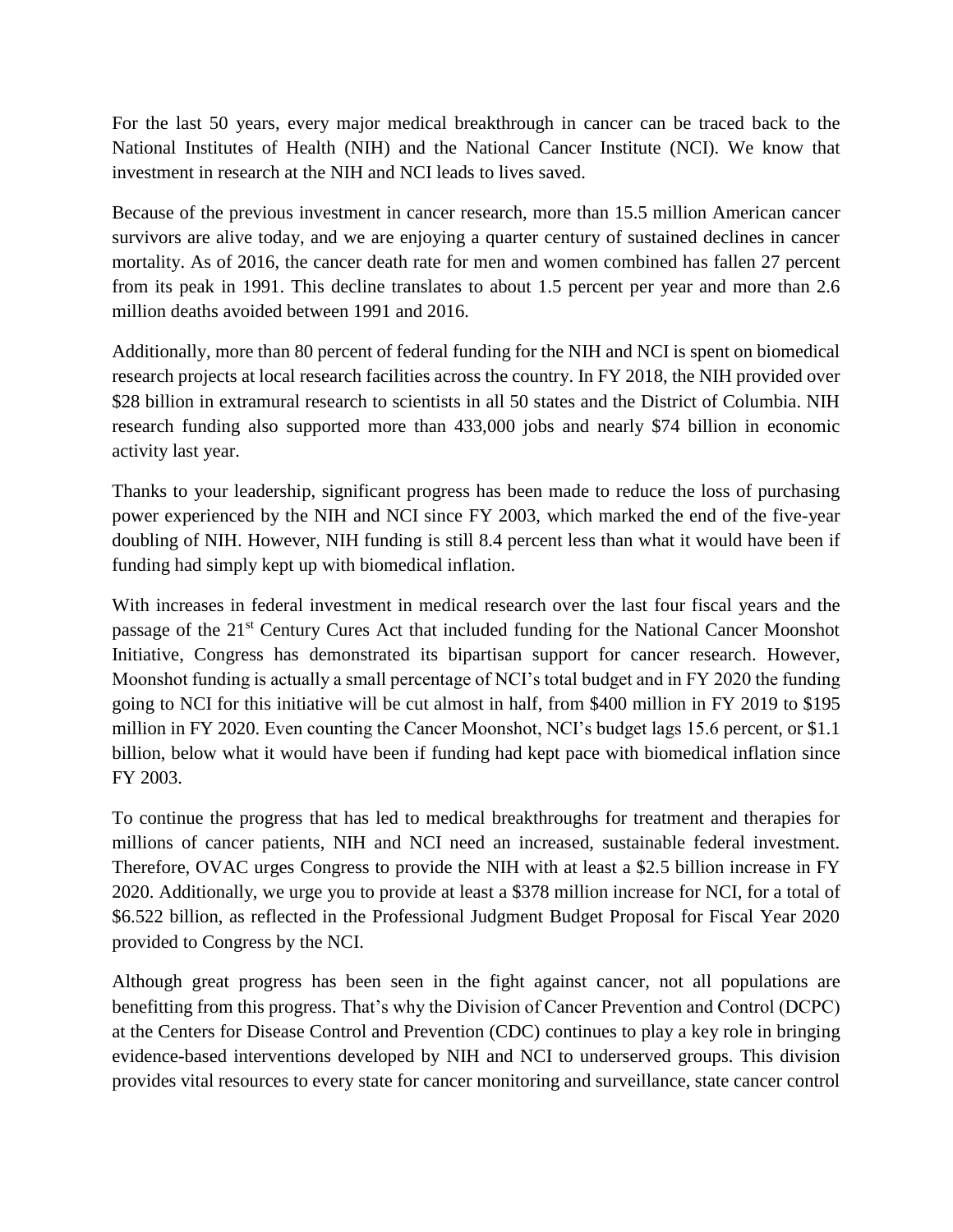For the last 50 years, every major medical breakthrough in cancer can be traced back to the National Institutes of Health (NIH) and the National Cancer Institute (NCI). We know that investment in research at the NIH and NCI leads to lives saved.

Because of the previous investment in cancer research, more than 15.5 million American cancer survivors are alive today, and we are enjoying a quarter century of sustained declines in cancer mortality. As of 2016, the cancer death rate for men and women combined has fallen 27 percent from its peak in 1991. This decline translates to about 1.5 percent per year and more than 2.6 million deaths avoided between 1991 and 2016.

Additionally, more than 80 percent of federal funding for the NIH and NCI is spent on biomedical research projects at local research facilities across the country. In FY 2018, the NIH provided over $28 billion in extramural research to scientists in all 50 states and the District of Columbia. NIH research funding also supported more than 433,000 jobs and nearly $74 billion in economic activity last year.

Thanks to your leadership, significant progress has been made to reduce the loss of purchasing power experienced by the NIH and NCI since FY 2003, which marked the end of the five-year doubling of NIH. However, NIH funding is still 8.4 percent less than what it would have been if funding had simply kept up with biomedical inflation.

With increases in federal investment in medical research over the last four fiscal years and the passage of the 21st Century Cures Act that included funding for the National Cancer Moonshot Initiative, Congress has demonstrated its bipartisan support for cancer research. However, Moonshot funding is actually a small percentage of NCI's total budget and in FY 2020 the funding going to NCI for this initiative will be cut almost in half, from $400 million in FY 2019 to $195 million in FY 2020. Even counting the Cancer Moonshot, NCI's budget lags 15.6 percent, or $1.1 billion, below what it would have been if funding had kept pace with biomedical inflation since FY 2003.

To continue the progress that has led to medical breakthroughs for treatment and therapies for millions of cancer patients, NIH and NCI need an increased, sustainable federal investment. Therefore, OVAC urges Congress to provide the NIH with at least a $2.5 billion increase in FY 2020. Additionally, we urge you to provide at least a $378 million increase for NCI, for a total of $6.522 billion, as reflected in the Professional Judgment Budget Proposal for Fiscal Year 2020 provided to Congress by the NCI.

Although great progress has been seen in the fight against cancer, not all populations are benefitting from this progress. That's why the Division of Cancer Prevention and Control (DCPC) at the Centers for Disease Control and Prevention (CDC) continues to play a key role in bringing evidence-based interventions developed by NIH and NCI to underserved groups. This division provides vital resources to every state for cancer monitoring and surveillance, state cancer control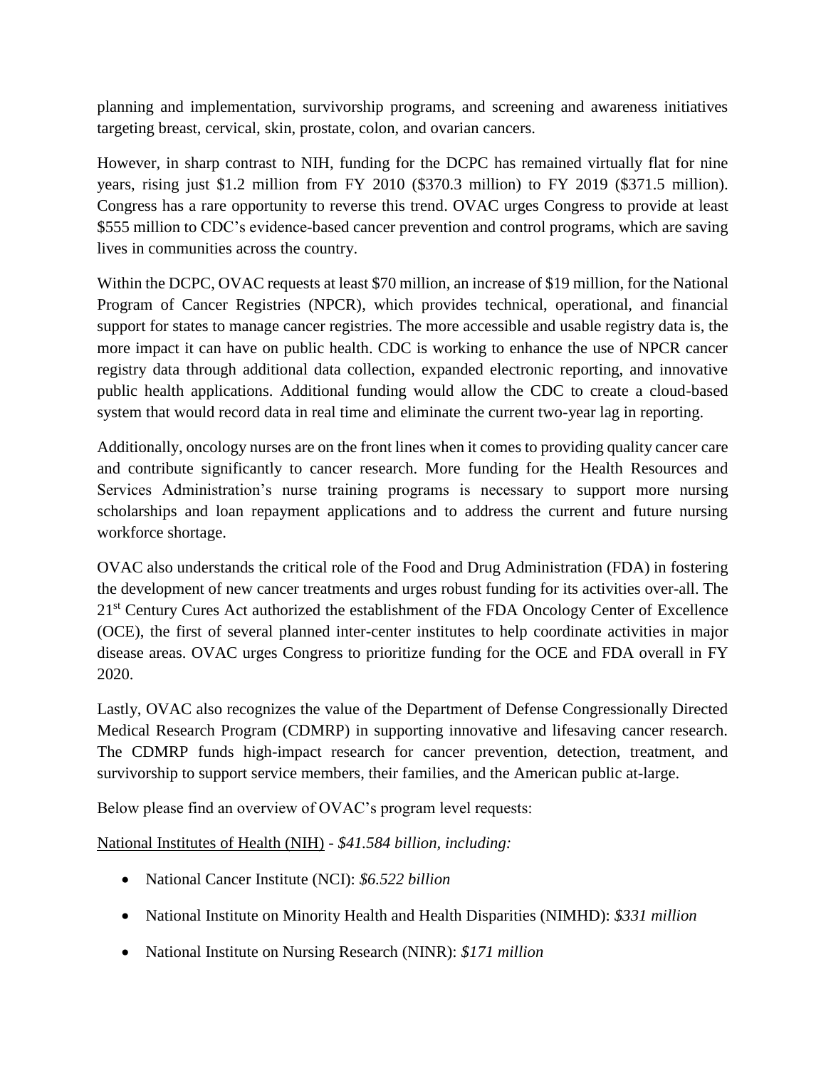planning and implementation, survivorship programs, and screening and awareness initiatives targeting breast, cervical, skin, prostate, colon, and ovarian cancers.

However, in sharp contrast to NIH, funding for the DCPC has remained virtually flat for nine years, rising just $1.2 million from FY 2010 ($370.3 million) to FY 2019 ($371.5 million). Congress has a rare opportunity to reverse this trend. OVAC urges Congress to provide at least $555 million to CDC's evidence-based cancer prevention and control programs, which are saving lives in communities across the country.

Within the DCPC, OVAC requests at least $70 million, an increase of $19 million, for the National Program of Cancer Registries (NPCR), which provides technical, operational, and financial support for states to manage cancer registries. The more accessible and usable registry data is, the more impact it can have on public health. CDC is working to enhance the use of NPCR cancer registry data through additional data collection, expanded electronic reporting, and innovative public health applications. Additional funding would allow the CDC to create a cloud-based system that would record data in real time and eliminate the current two-year lag in reporting.

Additionally, oncology nurses are on the front lines when it comes to providing quality cancer care and contribute significantly to cancer research. More funding for the Health Resources and Services Administration's nurse training programs is necessary to support more nursing scholarships and loan repayment applications and to address the current and future nursing workforce shortage.

OVAC also understands the critical role of the Food and Drug Administration (FDA) in fostering the development of new cancer treatments and urges robust funding for its activities over-all. The 21st Century Cures Act authorized the establishment of the FDA Oncology Center of Excellence (OCE), the first of several planned inter-center institutes to help coordinate activities in major disease areas. OVAC urges Congress to prioritize funding for the OCE and FDA overall in FY 2020.

Lastly, OVAC also recognizes the value of the Department of Defense Congressionally Directed Medical Research Program (CDMRP) in supporting innovative and lifesaving cancer research. The CDMRP funds high-impact research for cancer prevention, detection, treatment, and survivorship to support service members, their families, and the American public at-large.

Below please find an overview of OVAC's program level requests:

National Institutes of Health (NIH) - *$41.584 billion, including:*

- National Cancer Institute (NCI): *$6.522 billion*
- National Institute on Minority Health and Health Disparities (NIMHD): *$331 million*
- National Institute on Nursing Research (NINR): *$171 million*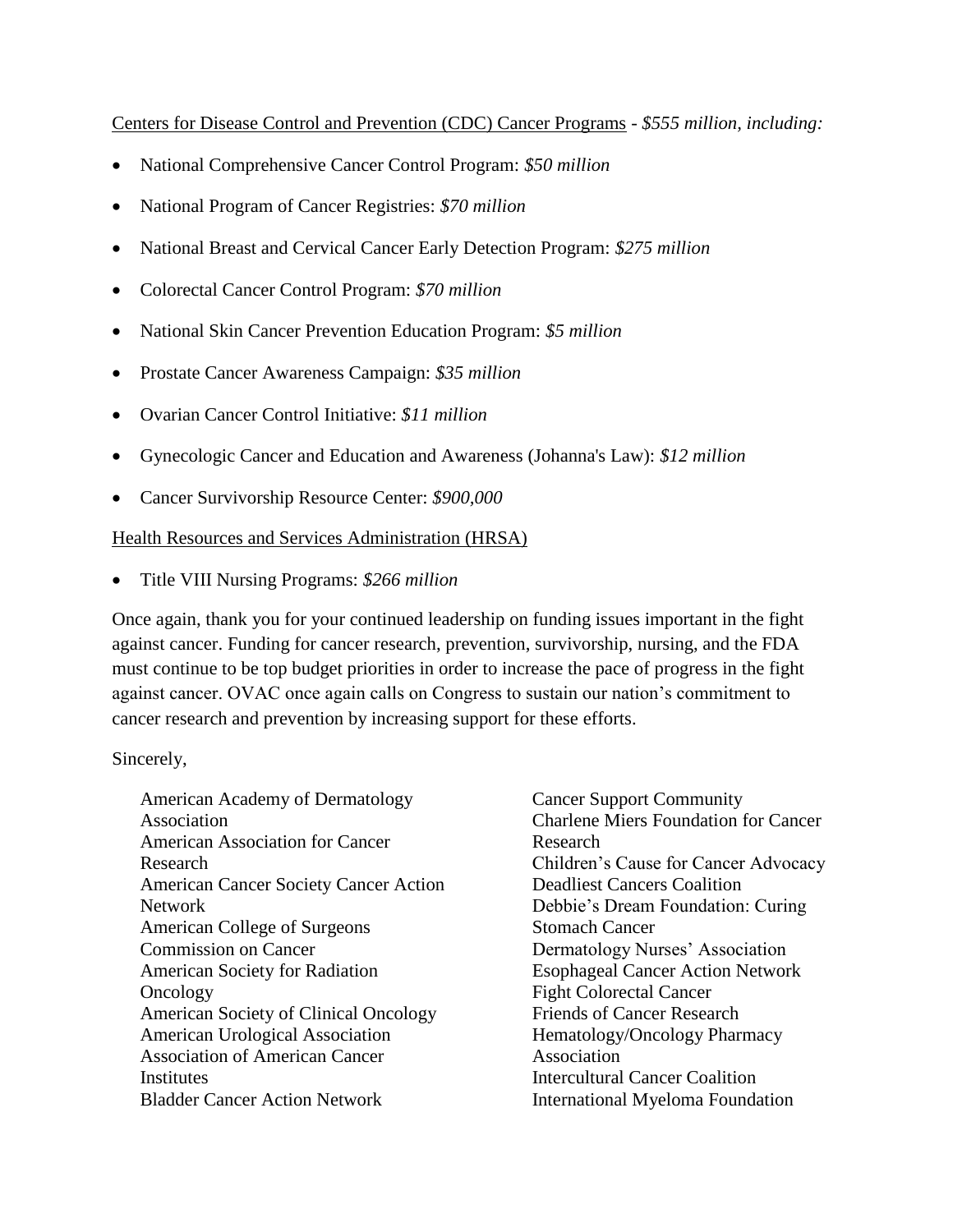Centers for Disease Control and Prevention (CDC) Cancer Programs - *$555 million, including:*

- National Comprehensive Cancer Control Program: *$50 million*
- National Program of Cancer Registries: *$70 million*
- National Breast and Cervical Cancer Early Detection Program: *$275 million*
- Colorectal Cancer Control Program: *$70 million*
- National Skin Cancer Prevention Education Program: *$5 million*
- Prostate Cancer Awareness Campaign: *$35 million*
- Ovarian Cancer Control Initiative: *$11 million*
- Gynecologic Cancer and Education and Awareness (Johanna's Law): *$12 million*
- Cancer Survivorship Resource Center: *$900,000*

Health Resources and Services Administration (HRSA)

- Title VIII Nursing Programs: *$266 million*

Once again, thank you for your continued leadership on funding issues important in the fight against cancer. Funding for cancer research, prevention, survivorship, nursing, and the FDA must continue to be top budget priorities in order to increase the pace of progress in the fight against cancer. OVAC once again calls on Congress to sustain our nation's commitment to cancer research and prevention by increasing support for these efforts.

Sincerely,

American Academy of Dermatology Association
American Association for Cancer Research
American Cancer Society Cancer Action Network
American College of Surgeons Commission on Cancer
American Society for Radiation Oncology
American Society of Clinical Oncology
American Urological Association
Association of American Cancer Institutes
Bladder Cancer Action Network
Cancer Support Community
Charlene Miers Foundation for Cancer Research
Children's Cause for Cancer Advocacy
Deadliest Cancers Coalition
Debbie's Dream Foundation: Curing Stomach Cancer
Dermatology Nurses' Association
Esophageal Cancer Action Network
Fight Colorectal Cancer
Friends of Cancer Research
Hematology/Oncology Pharmacy Association
Intercultural Cancer Coalition
International Myeloma Foundation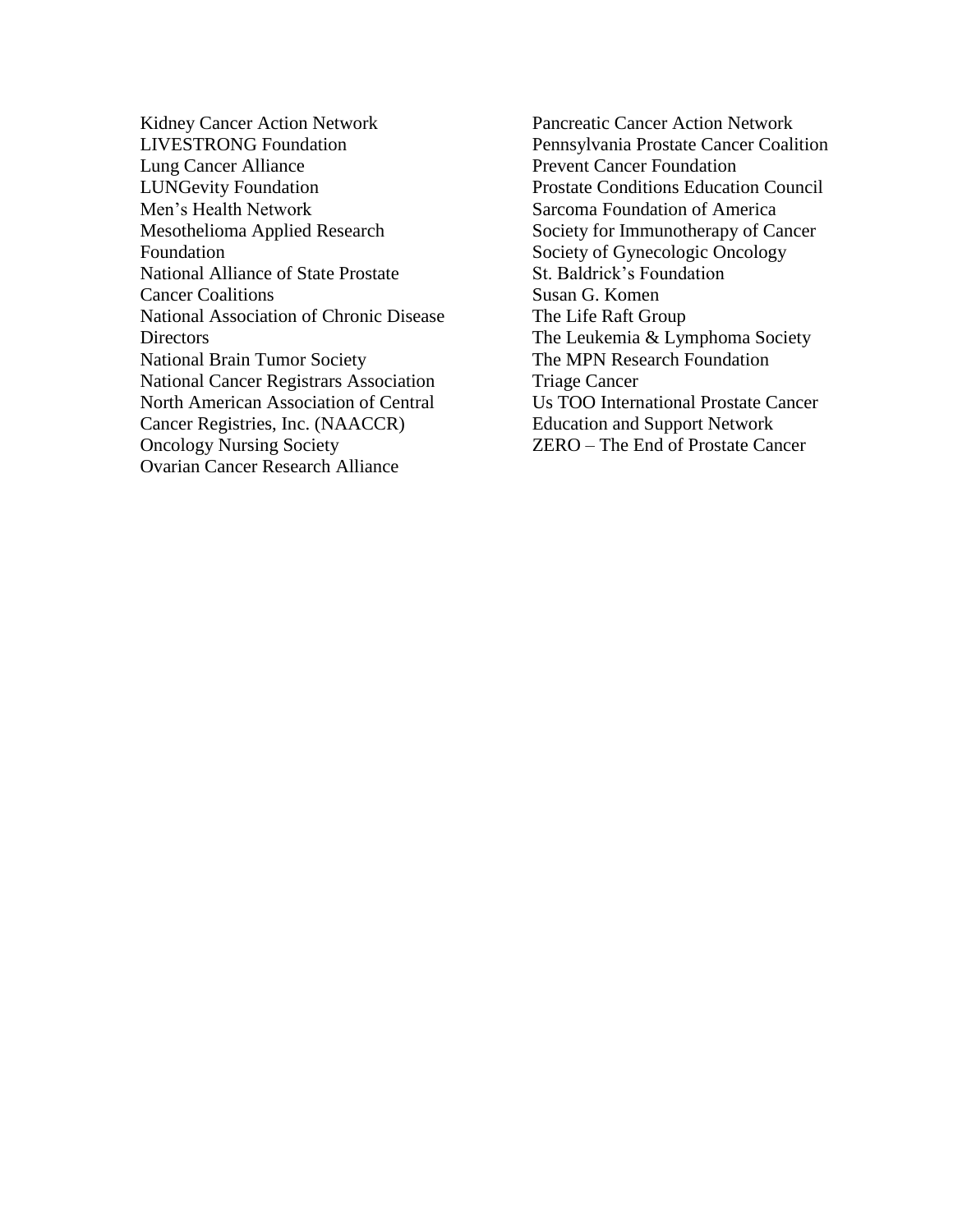Kidney Cancer Action Network
LIVESTRONG Foundation
Lung Cancer Alliance
LUNGevity Foundation
Men's Health Network
Mesothelioma Applied Research Foundation
National Alliance of State Prostate Cancer Coalitions
National Association of Chronic Disease Directors
National Brain Tumor Society
National Cancer Registrars Association
North American Association of Central Cancer Registries, Inc. (NAACCR)
Oncology Nursing Society
Ovarian Cancer Research Alliance
Pancreatic Cancer Action Network
Pennsylvania Prostate Cancer Coalition
Prevent Cancer Foundation
Prostate Conditions Education Council
Sarcoma Foundation of America
Society for Immunotherapy of Cancer
Society of Gynecologic Oncology
St. Baldrick's Foundation
Susan G. Komen
The Life Raft Group
The Leukemia & Lymphoma Society
The MPN Research Foundation
Triage Cancer
Us TOO International Prostate Cancer Education and Support Network
ZERO – The End of Prostate Cancer